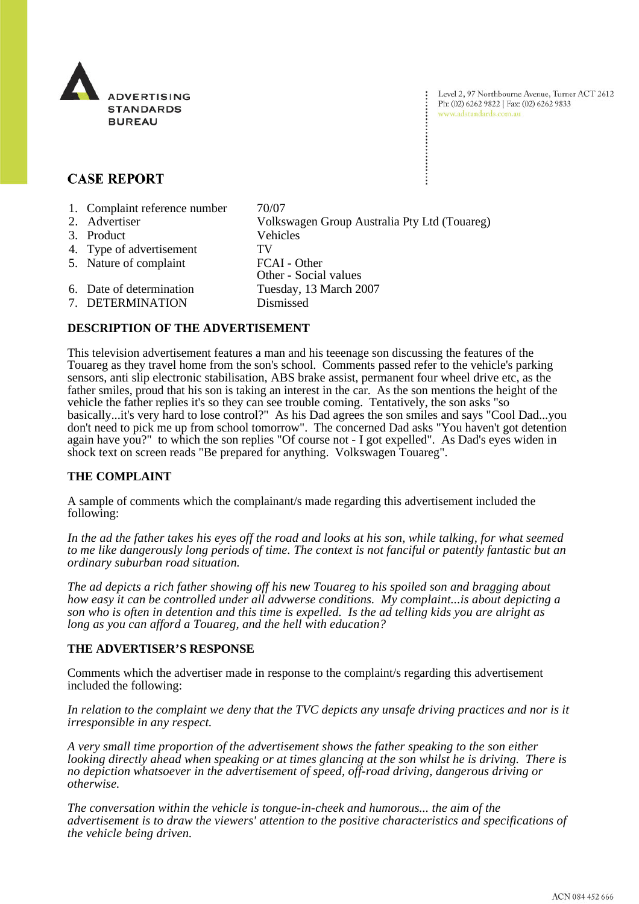ADVERTISING STANDARDS BUREAU

Level 2, 97 Northbourne Avenue, Turner ACT 2612
Ph: (02) 6262 9822 | Fax: (02) 6262 9833
www.adstandards.com.au

# CASE REPORT

| | |
|---|---|
| 1. Complaint reference number | 70/07 |
| 2. Advertiser | Volkswagen Group Australia Pty Ltd (Touareg) |
| 3. Product | Vehicles |
| 4. Type of advertisement | TV |
| 5. Nature of complaint | FCAI - Other<br>Other - Social values |
| 6. Date of determination | Tuesday, 13 March 2007 |
| 7. DETERMINATION | Dismissed |

## DESCRIPTION OF THE ADVERTISEMENT

This television advertisement features a man and his teeenage son discussing the features of the Touareg as they travel home from the son's school. Comments passed refer to the vehicle's parking sensors, anti slip electronic stabilisation, ABS brake assist, permanent four wheel drive etc, as the father smiles, proud that his son is taking an interest in the car. As the son mentions the height of the vehicle the father replies it's so they can see trouble coming. Tentatively, the son asks "so basically...it's very hard to lose control?" As his Dad agrees the son smiles and says "Cool Dad...you don't need to pick me up from school tomorrow". The concerned Dad asks "You haven't got detention again have you?" to which the son replies "Of course not - I got expelled". As Dad's eyes widen in shock text on screen reads "Be prepared for anything. Volkswagen Touareg".

## THE COMPLAINT

A sample of comments which the complainant/s made regarding this advertisement included the following:

*In the ad the father takes his eyes off the road and looks at his son, while talking, for what seemed to me like dangerously long periods of time. The context is not fanciful or patently fantastic but an ordinary suburban road situation.*

*The ad depicts a rich father showing off his new Touareg to his spoiled son and bragging about how easy it can be controlled under all advwerse conditions. My complaint...is about depicting a son who is often in detention and this time is expelled. Is the ad telling kids you are alright as long as you can afford a Touareg, and the hell with education?*

## THE ADVERTISER'S RESPONSE

Comments which the advertiser made in response to the complaint/s regarding this advertisement included the following:

*In relation to the complaint we deny that the TVC depicts any unsafe driving practices and nor is it irresponsible in any respect.*

*A very small time proportion of the advertisement shows the father speaking to the son either looking directly ahead when speaking or at times glancing at the son whilst he is driving. There is no depiction whatsoever in the advertisement of speed, off-road driving, dangerous driving or otherwise.*

*The conversation within the vehicle is tongue-in-cheek and humorous... the aim of the advertisement is to draw the viewers' attention to the positive characteristics and specifications of the vehicle being driven.*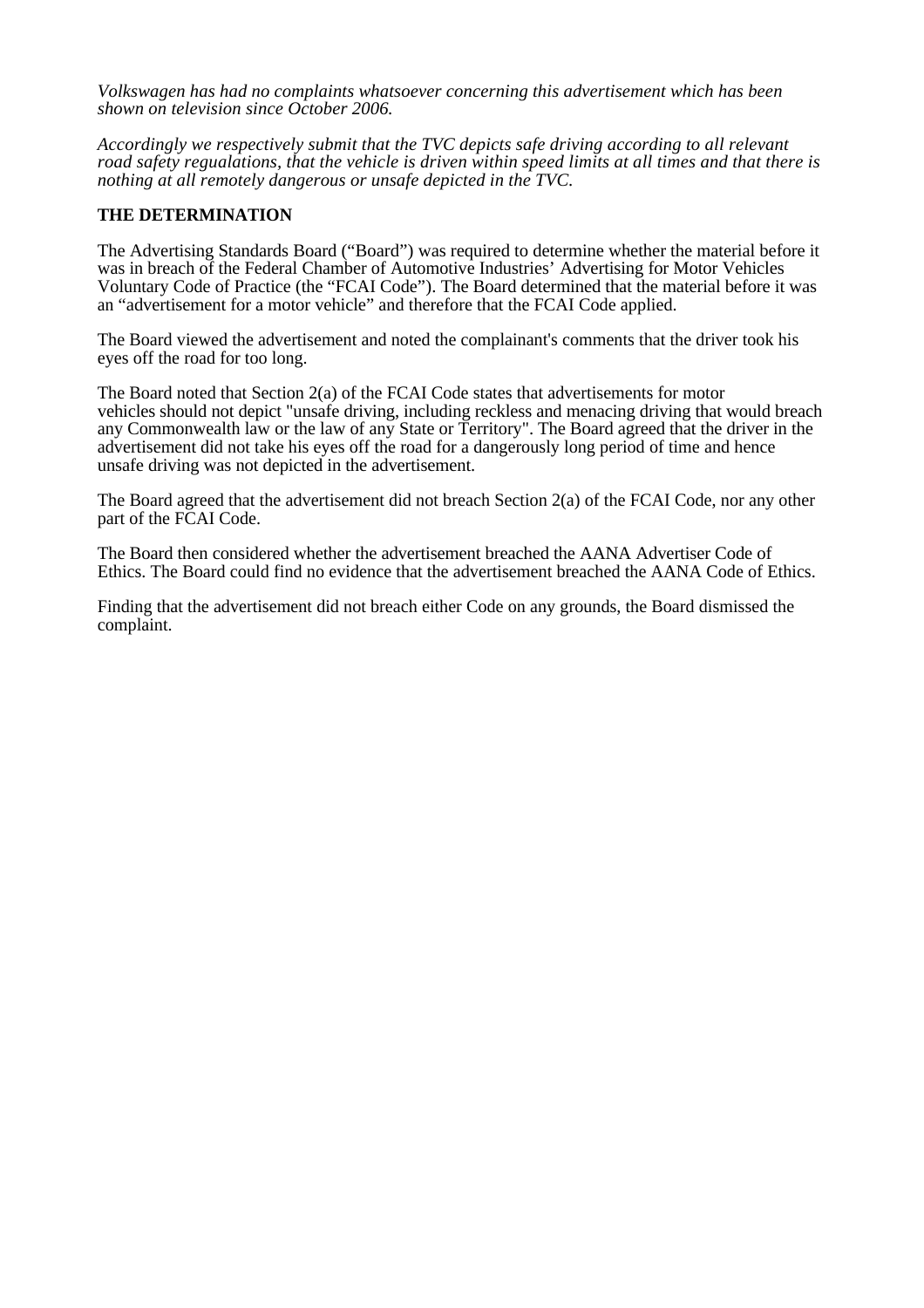*Volkswagen has had no complaints whatsoever concerning this advertisement which has been shown on television since October 2006.*

*Accordingly we respectively submit that the TVC depicts safe driving according to all relevant road safety regualations, that the vehicle is driven within speed limits at all times and that there is nothing at all remotely dangerous or unsafe depicted in the TVC.*

**THE DETERMINATION**

The Advertising Standards Board ("Board") was required to determine whether the material before it was in breach of the Federal Chamber of Automotive Industries' Advertising for Motor Vehicles Voluntary Code of Practice (the "FCAI Code"). The Board determined that the material before it was an "advertisement for a motor vehicle" and therefore that the FCAI Code applied.

The Board viewed the advertisement and noted the complainant's comments that the driver took his eyes off the road for too long.

The Board noted that Section 2(a) of the FCAI Code states that advertisements for motor vehicles should not depict "unsafe driving, including reckless and menacing driving that would breach any Commonwealth law or the law of any State or Territory". The Board agreed that the driver in the advertisement did not take his eyes off the road for a dangerously long period of time and hence unsafe driving was not depicted in the advertisement.

The Board agreed that the advertisement did not breach Section 2(a) of the FCAI Code, nor any other part of the FCAI Code.

The Board then considered whether the advertisement breached the AANA Advertiser Code of Ethics. The Board could find no evidence that the advertisement breached the AANA Code of Ethics.

Finding that the advertisement did not breach either Code on any grounds, the Board dismissed the complaint.